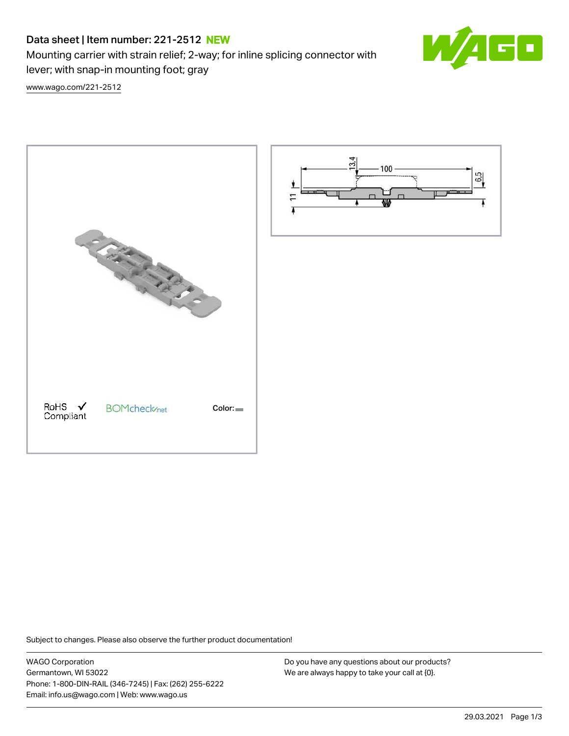# Data sheet | Item number: 221-2512 NEW

Mounting carrier with strain relief; 2-way; for inline splicing connector with lever; with snap-in mounting foot; gray

www.wago.com/221-2512

RoHS Compliant

BOMcheck.net

Color:

Subject to changes. Please also observe the further product documentation!

WAGO Corporation
Germantown, WI 53022
Phone: 1-800-DIN-RAIL (346-7245) | Fax: (262) 255-6222
Email: info.us@wago.com | Web: www.wago.us

Do you have any questions about our products?
We are always happy to take your call at {0}.

29.03.2021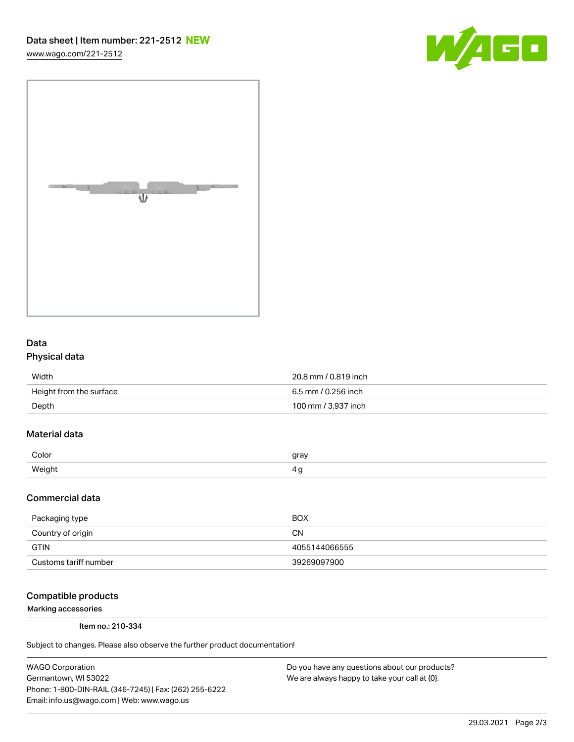Data sheet | Item number: 221-2512 NEW

www.wago.com/221-2512

## Data

### Physical data

| | |
|---|---|
| Width | 20.8 mm / 0.819 inch |
| Height from the surface | 6.5 mm / 0.256 inch |
| Depth | 100 mm / 3.937 inch |

### Material data

| | |
|---|---|
| Color | gray |
| Weight | 4 g |

### Commercial data

| | |
|---|---|
| Packaging type | BOX |
| Country of origin | CN |
| GTIN | 4055144066555 |
| Customs tariff number | 39269097900 |

### Compatible products

Marking accessories

Item no.: 210-334

Subject to changes. Please also observe the further product documentation!

WAGO Corporation
Germantown, WI 53022
Phone: 1-800-DIN-RAIL (346-7245) | Fax: (262) 255-6222
Email: info.us@wago.com | Web: www.wago.us

Do you have any questions about our products?
We are always happy to take your call at {0}.

29.03.2021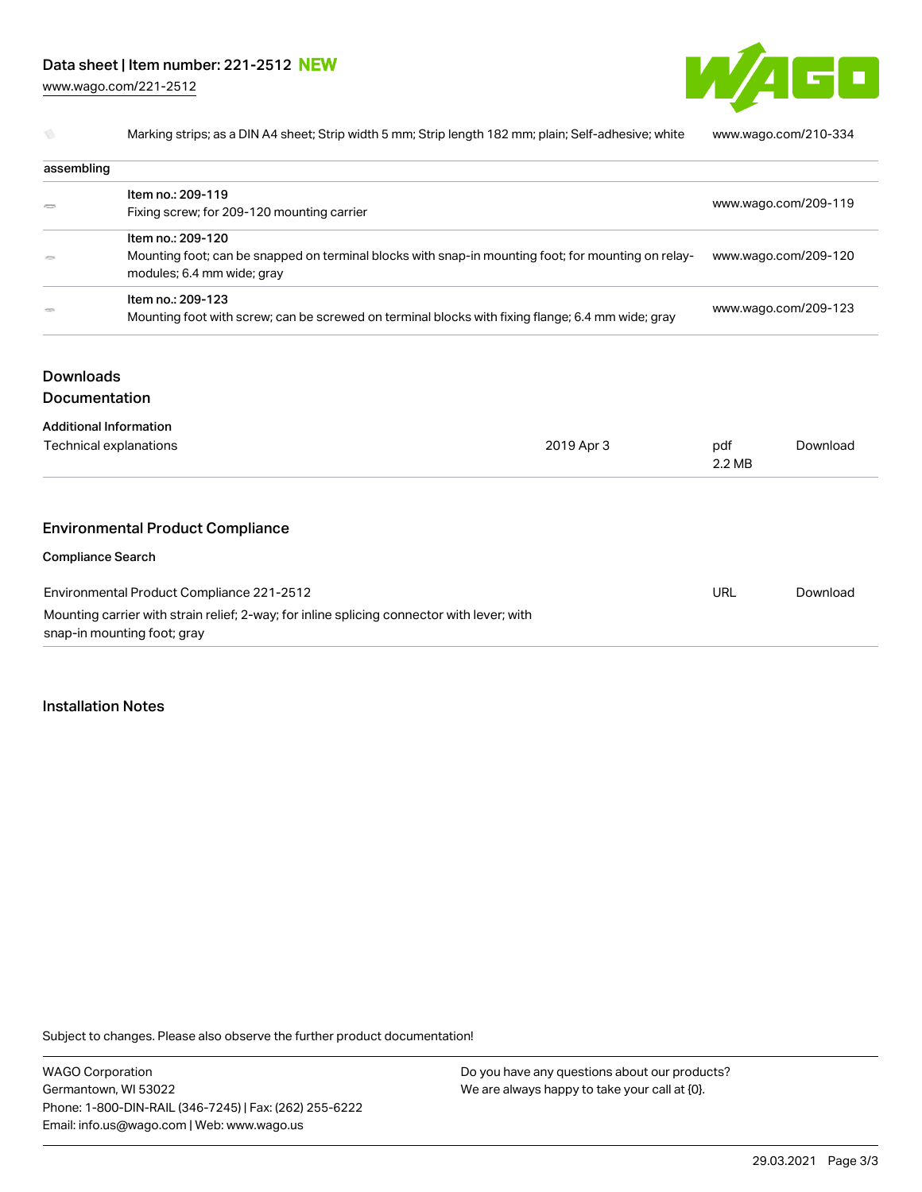| | | |
|---|---|---|
| | Marking strips; as a DIN A4 sheet; Strip width 5 mm; Strip length 182 mm; plain; Self-adhesive; white | www.wago.com/210-334 |

**assembling**

| | | |
|---|---|---|
| | Item no.: 209-119<br>Fixing screw; for 209-120 mounting carrier | www.wago.com/209-119 |
| | Item no.: 209-120<br>Mounting foot; can be snapped on terminal blocks with snap-in mounting foot; for mounting on relay-modules; 6.4 mm wide; gray | www.wago.com/209-120 |
| | Item no.: 209-123<br>Mounting foot with screw; can be screwed on terminal blocks with fixing flange; 6.4 mm wide; gray | www.wago.com/209-123 |

## Downloads
## Documentation

**Additional Information**

| | | | |
|---|---|---|---|
| Technical explanations | 2019 Apr 3 | pdf<br>2.2 MB | Download |

## Environmental Product Compliance

**Compliance Search**

| | | |
|---|---|---|
| Environmental Product Compliance 221-2512<br>Mounting carrier with strain relief; 2-way; for inline splicing connector with lever; with snap-in mounting foot; gray | URL | Download |

## Installation Notes

Subject to changes. Please also observe the further product documentation!

WAGO Corporation
Germantown, WI 53022
Phone: 1-800-DIN-RAIL (346-7245) | Fax: (262) 255-6222
Email: info.us@wago.com | Web: www.wago.us

Do you have any questions about our products?
We are always happy to take your call at {0}.